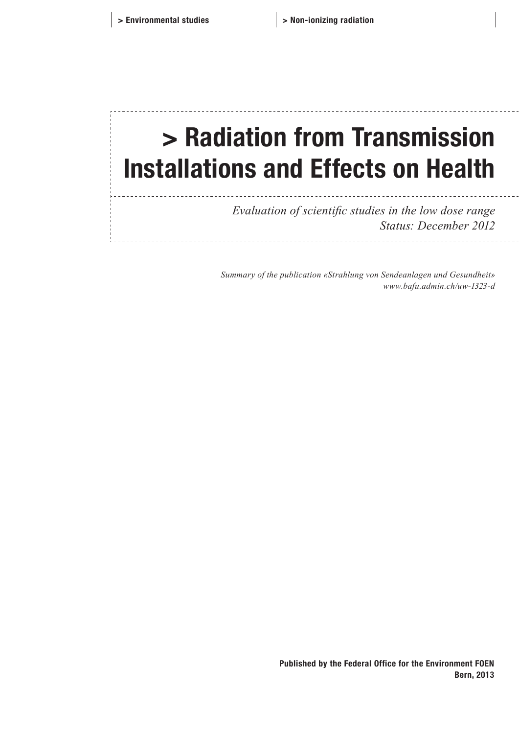> Environmental studies

> Non-ionizing radiation

# > Radiation from Transmission Installations and Effects on Health

*Evaluation of scientific studies in the low dose range*
*Status: December 2012*

*Summary of the publication «Strahlung von Sendeanlagen und Gesundheit»*
*www.bafu.admin.ch/uw-1323-d*

**Published by the Federal Office for the Environment FOEN**
**Bern, 2013**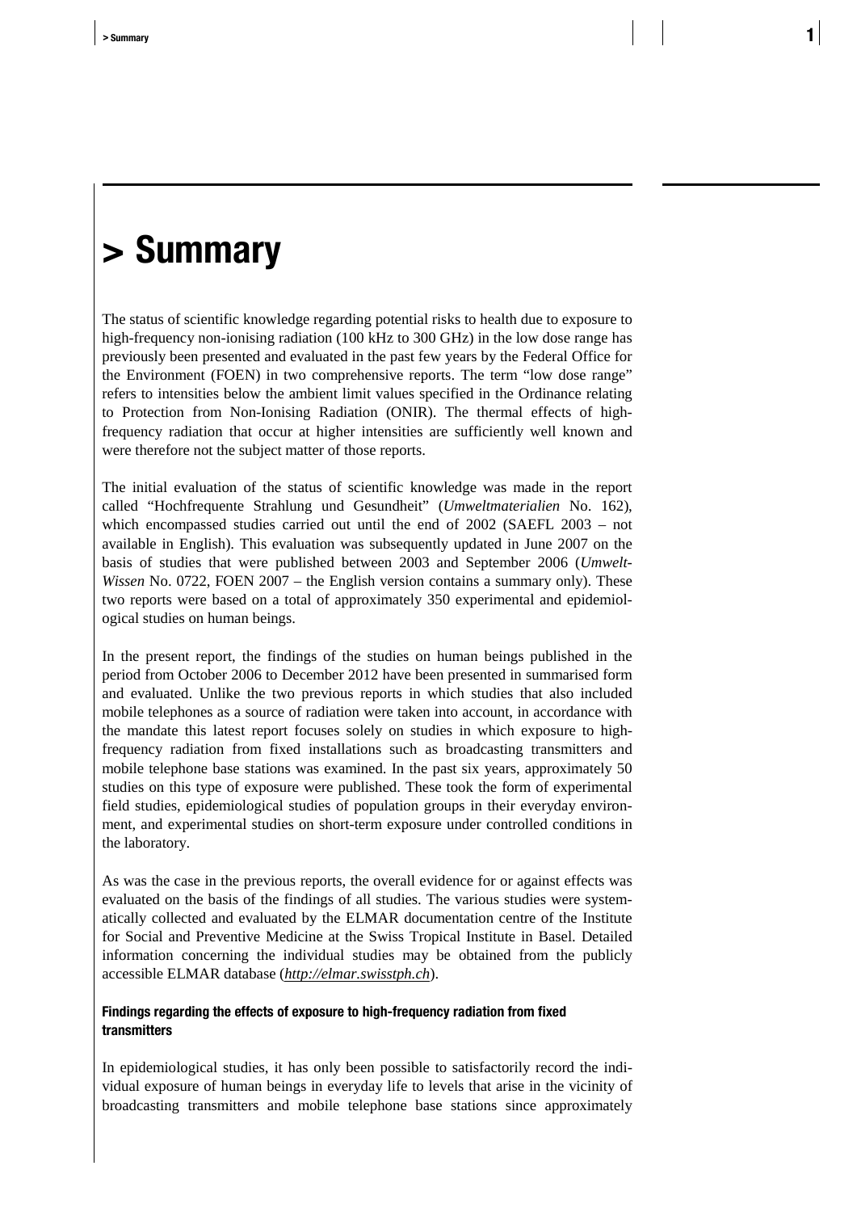# > Summary

The status of scientific knowledge regarding potential risks to health due to exposure to high-frequency non-ionising radiation (100 kHz to 300 GHz) in the low dose range has previously been presented and evaluated in the past few years by the Federal Office for the Environment (FOEN) in two comprehensive reports. The term "low dose range" refers to intensities below the ambient limit values specified in the Ordinance relating to Protection from Non-Ionising Radiation (ONIR). The thermal effects of high-frequency radiation that occur at higher intensities are sufficiently well known and were therefore not the subject matter of those reports.

The initial evaluation of the status of scientific knowledge was made in the report called "Hochfrequente Strahlung und Gesundheit" (*Umweltmaterialien* No. 162), which encompassed studies carried out until the end of 2002 (SAEFL 2003 – not available in English). This evaluation was subsequently updated in June 2007 on the basis of studies that were published between 2003 and September 2006 (*Umwelt-Wissen* No. 0722, FOEN 2007 – the English version contains a summary only). These two reports were based on a total of approximately 350 experimental and epidemiological studies on human beings.

In the present report, the findings of the studies on human beings published in the period from October 2006 to December 2012 have been presented in summarised form and evaluated. Unlike the two previous reports in which studies that also included mobile telephones as a source of radiation were taken into account, in accordance with the mandate this latest report focuses solely on studies in which exposure to high-frequency radiation from fixed installations such as broadcasting transmitters and mobile telephone base stations was examined. In the past six years, approximately 50 studies on this type of exposure were published. These took the form of experimental field studies, epidemiological studies of population groups in their everyday environment, and experimental studies on short-term exposure under controlled conditions in the laboratory.

As was the case in the previous reports, the overall evidence for or against effects was evaluated on the basis of the findings of all studies. The various studies were systematically collected and evaluated by the ELMAR documentation centre of the Institute for Social and Preventive Medicine at the Swiss Tropical Institute in Basel. Detailed information concerning the individual studies may be obtained from the publicly accessible ELMAR database (*http://elmar.swisstph.ch*).

#### Findings regarding the effects of exposure to high-frequency radiation from fixed transmitters

In epidemiological studies, it has only been possible to satisfactorily record the individual exposure of human beings in everyday life to levels that arise in the vicinity of broadcasting transmitters and mobile telephone base stations since approximately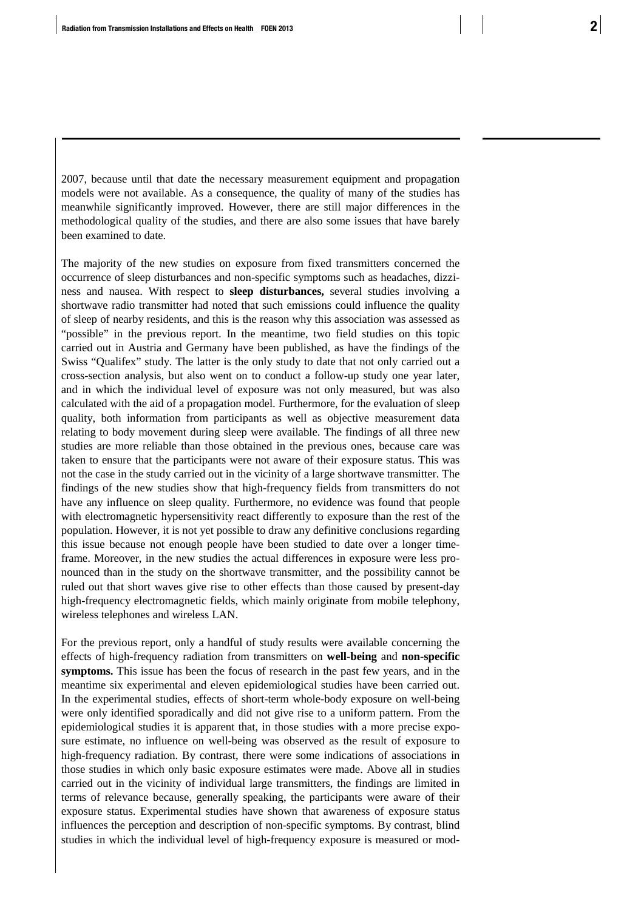2007, because until that date the necessary measurement equipment and propagation models were not available. As a consequence, the quality of many of the studies has meanwhile significantly improved. However, there are still major differences in the methodological quality of the studies, and there are also some issues that have barely been examined to date.

The majority of the new studies on exposure from fixed transmitters concerned the occurrence of sleep disturbances and non-specific symptoms such as headaches, dizziness and nausea. With respect to **sleep disturbances,** several studies involving a shortwave radio transmitter had noted that such emissions could influence the quality of sleep of nearby residents, and this is the reason why this association was assessed as "possible" in the previous report. In the meantime, two field studies on this topic carried out in Austria and Germany have been published, as have the findings of the Swiss "Qualifex" study. The latter is the only study to date that not only carried out a cross-section analysis, but also went on to conduct a follow-up study one year later, and in which the individual level of exposure was not only measured, but was also calculated with the aid of a propagation model. Furthermore, for the evaluation of sleep quality, both information from participants as well as objective measurement data relating to body movement during sleep were available. The findings of all three new studies are more reliable than those obtained in the previous ones, because care was taken to ensure that the participants were not aware of their exposure status. This was not the case in the study carried out in the vicinity of a large shortwave transmitter. The findings of the new studies show that high-frequency fields from transmitters do not have any influence on sleep quality. Furthermore, no evidence was found that people with electromagnetic hypersensitivity react differently to exposure than the rest of the population. However, it is not yet possible to draw any definitive conclusions regarding this issue because not enough people have been studied to date over a longer timeframe. Moreover, in the new studies the actual differences in exposure were less pronounced than in the study on the shortwave transmitter, and the possibility cannot be ruled out that short waves give rise to other effects than those caused by present-day high-frequency electromagnetic fields, which mainly originate from mobile telephony, wireless telephones and wireless LAN.

For the previous report, only a handful of study results were available concerning the effects of high-frequency radiation from transmitters on **well-being** and **non-specific symptoms.** This issue has been the focus of research in the past few years, and in the meantime six experimental and eleven epidemiological studies have been carried out. In the experimental studies, effects of short-term whole-body exposure on well-being were only identified sporadically and did not give rise to a uniform pattern. From the epidemiological studies it is apparent that, in those studies with a more precise exposure estimate, no influence on well-being was observed as the result of exposure to high-frequency radiation. By contrast, there were some indications of associations in those studies in which only basic exposure estimates were made. Above all in studies carried out in the vicinity of individual large transmitters, the findings are limited in terms of relevance because, generally speaking, the participants were aware of their exposure status. Experimental studies have shown that awareness of exposure status influences the perception and description of non-specific symptoms. By contrast, blind studies in which the individual level of high-frequency exposure is measured or mod-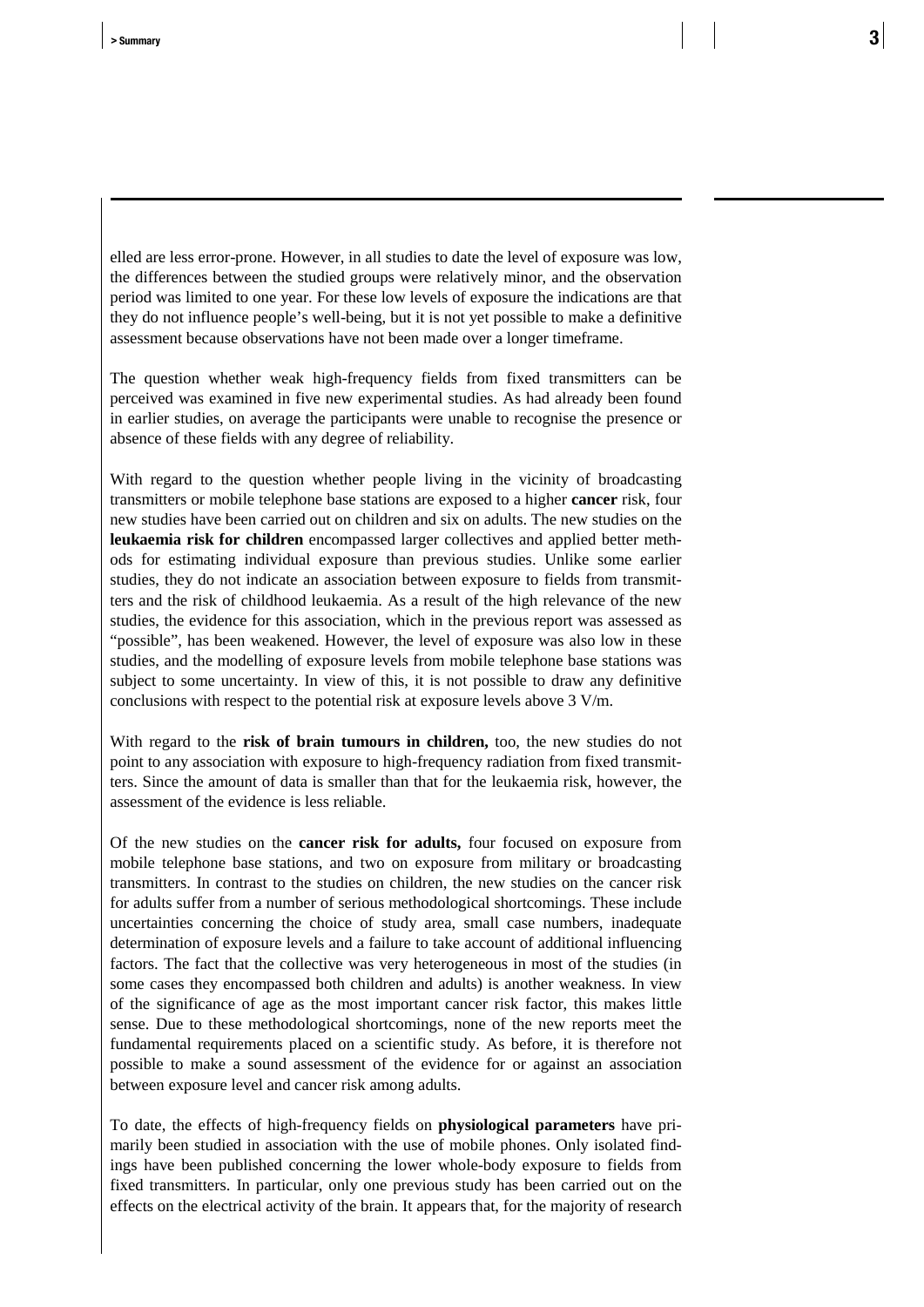elled are less error-prone. However, in all studies to date the level of exposure was low, the differences between the studied groups were relatively minor, and the observation period was limited to one year. For these low levels of exposure the indications are that they do not influence people's well-being, but it is not yet possible to make a definitive assessment because observations have not been made over a longer timeframe.

The question whether weak high-frequency fields from fixed transmitters can be perceived was examined in five new experimental studies. As had already been found in earlier studies, on average the participants were unable to recognise the presence or absence of these fields with any degree of reliability.

With regard to the question whether people living in the vicinity of broadcasting transmitters or mobile telephone base stations are exposed to a higher **cancer** risk, four new studies have been carried out on children and six on adults. The new studies on the **leukaemia risk for children** encompassed larger collectives and applied better methods for estimating individual exposure than previous studies. Unlike some earlier studies, they do not indicate an association between exposure to fields from transmitters and the risk of childhood leukaemia. As a result of the high relevance of the new studies, the evidence for this association, which in the previous report was assessed as "possible", has been weakened. However, the level of exposure was also low in these studies, and the modelling of exposure levels from mobile telephone base stations was subject to some uncertainty. In view of this, it is not possible to draw any definitive conclusions with respect to the potential risk at exposure levels above 3 V/m.

With regard to the **risk of brain tumours in children,** too, the new studies do not point to any association with exposure to high-frequency radiation from fixed transmitters. Since the amount of data is smaller than that for the leukaemia risk, however, the assessment of the evidence is less reliable.

Of the new studies on the **cancer risk for adults,** four focused on exposure from mobile telephone base stations, and two on exposure from military or broadcasting transmitters. In contrast to the studies on children, the new studies on the cancer risk for adults suffer from a number of serious methodological shortcomings. These include uncertainties concerning the choice of study area, small case numbers, inadequate determination of exposure levels and a failure to take account of additional influencing factors. The fact that the collective was very heterogeneous in most of the studies (in some cases they encompassed both children and adults) is another weakness. In view of the significance of age as the most important cancer risk factor, this makes little sense. Due to these methodological shortcomings, none of the new reports meet the fundamental requirements placed on a scientific study. As before, it is therefore not possible to make a sound assessment of the evidence for or against an association between exposure level and cancer risk among adults.

To date, the effects of high-frequency fields on **physiological parameters** have primarily been studied in association with the use of mobile phones. Only isolated findings have been published concerning the lower whole-body exposure to fields from fixed transmitters. In particular, only one previous study has been carried out on the effects on the electrical activity of the brain. It appears that, for the majority of research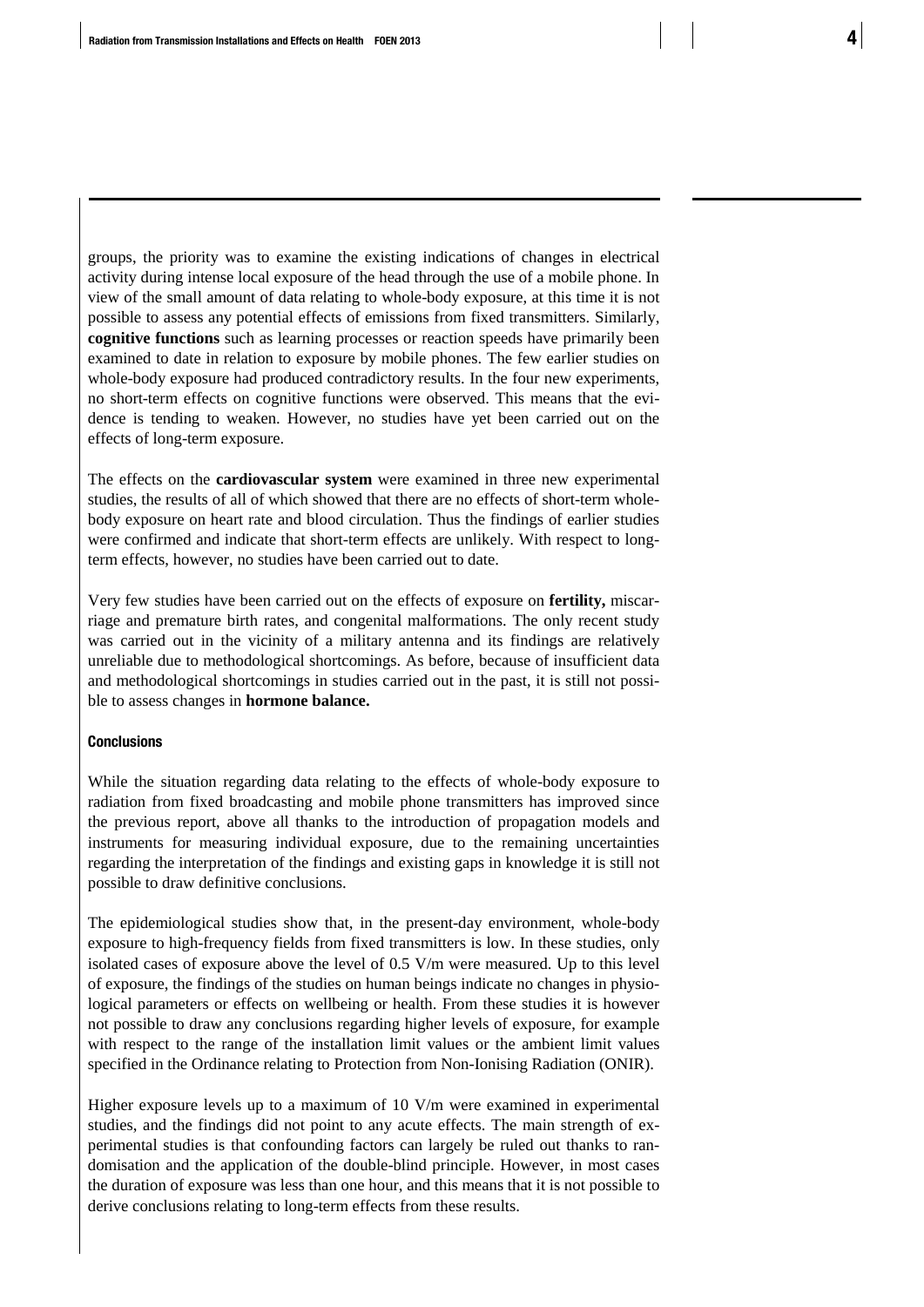groups, the priority was to examine the existing indications of changes in electrical activity during intense local exposure of the head through the use of a mobile phone. In view of the small amount of data relating to whole-body exposure, at this time it is not possible to assess any potential effects of emissions from fixed transmitters. Similarly, **cognitive functions** such as learning processes or reaction speeds have primarily been examined to date in relation to exposure by mobile phones. The few earlier studies on whole-body exposure had produced contradictory results. In the four new experiments, no short-term effects on cognitive functions were observed. This means that the evidence is tending to weaken. However, no studies have yet been carried out on the effects of long-term exposure.

The effects on the **cardiovascular system** were examined in three new experimental studies, the results of all of which showed that there are no effects of short-term whole-body exposure on heart rate and blood circulation. Thus the findings of earlier studies were confirmed and indicate that short-term effects are unlikely. With respect to long-term effects, however, no studies have been carried out to date.

Very few studies have been carried out on the effects of exposure on **fertility,** miscarriage and premature birth rates, and congenital malformations. The only recent study was carried out in the vicinity of a military antenna and its findings are relatively unreliable due to methodological shortcomings. As before, because of insufficient data and methodological shortcomings in studies carried out in the past, it is still not possible to assess changes in **hormone balance.**

#### Conclusions

While the situation regarding data relating to the effects of whole-body exposure to radiation from fixed broadcasting and mobile phone transmitters has improved since the previous report, above all thanks to the introduction of propagation models and instruments for measuring individual exposure, due to the remaining uncertainties regarding the interpretation of the findings and existing gaps in knowledge it is still not possible to draw definitive conclusions.

The epidemiological studies show that, in the present-day environment, whole-body exposure to high-frequency fields from fixed transmitters is low. In these studies, only isolated cases of exposure above the level of 0.5 V/m were measured. Up to this level of exposure, the findings of the studies on human beings indicate no changes in physiological parameters or effects on wellbeing or health. From these studies it is however not possible to draw any conclusions regarding higher levels of exposure, for example with respect to the range of the installation limit values or the ambient limit values specified in the Ordinance relating to Protection from Non-Ionising Radiation (ONIR).

Higher exposure levels up to a maximum of 10 V/m were examined in experimental studies, and the findings did not point to any acute effects. The main strength of experimental studies is that confounding factors can largely be ruled out thanks to randomisation and the application of the double-blind principle. However, in most cases the duration of exposure was less than one hour, and this means that it is not possible to derive conclusions relating to long-term effects from these results.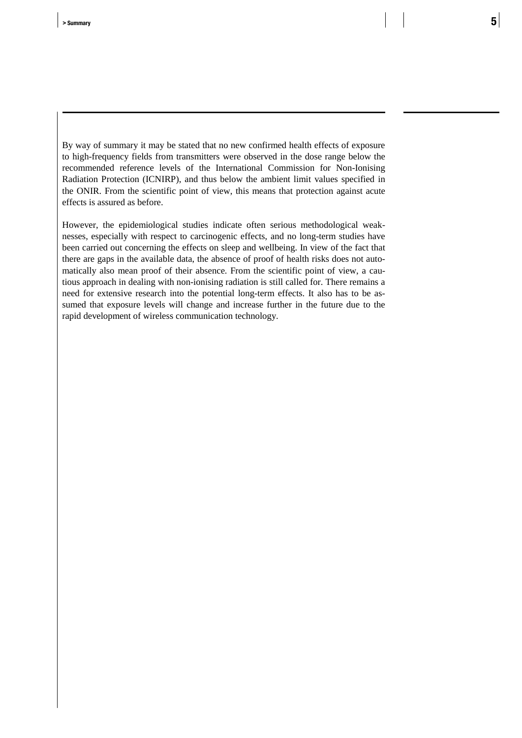By way of summary it may be stated that no new confirmed health effects of exposure to high-frequency fields from transmitters were observed in the dose range below the recommended reference levels of the International Commission for Non-Ionising Radiation Protection (ICNIRP), and thus below the ambient limit values specified in the ONIR. From the scientific point of view, this means that protection against acute effects is assured as before.

However, the epidemiological studies indicate often serious methodological weaknesses, especially with respect to carcinogenic effects, and no long-term studies have been carried out concerning the effects on sleep and wellbeing. In view of the fact that there are gaps in the available data, the absence of proof of health risks does not automatically also mean proof of their absence. From the scientific point of view, a cautious approach in dealing with non-ionising radiation is still called for. There remains a need for extensive research into the potential long-term effects. It also has to be assumed that exposure levels will change and increase further in the future due to the rapid development of wireless communication technology.